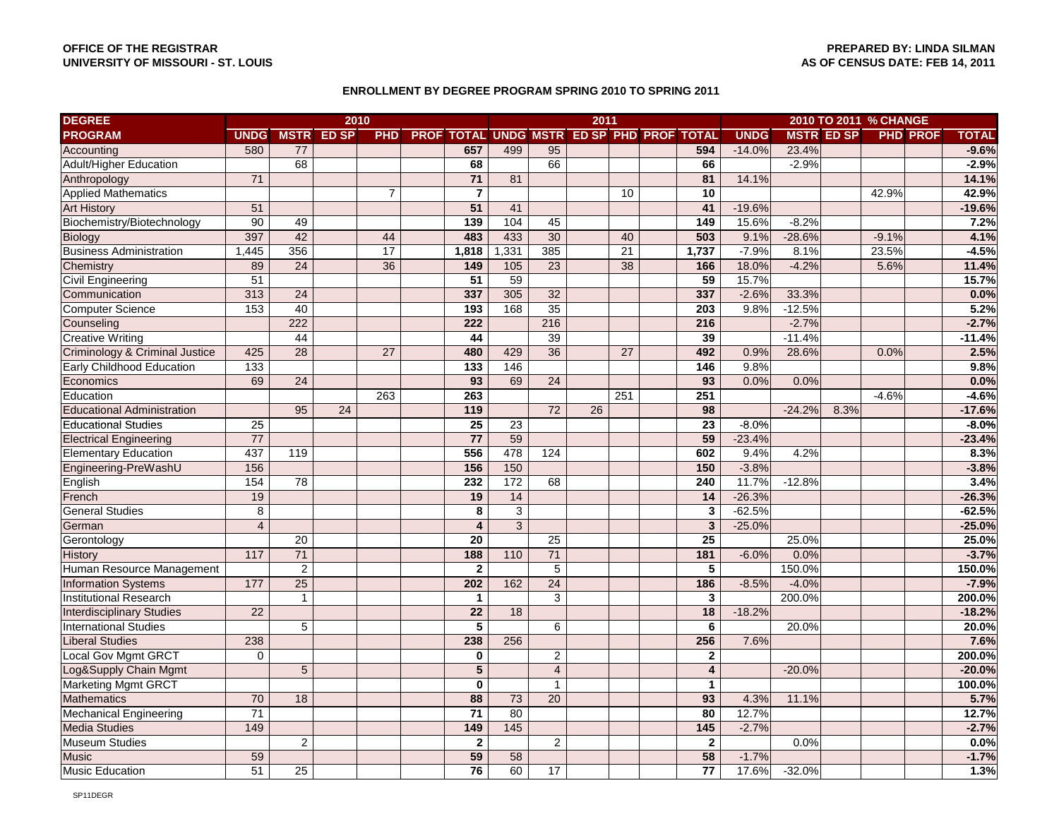**OFFICE OF THE REGISTRAR**
**UNIVERSITY OF MISSOURI - ST. LOUIS**

**PREPARED BY: LINDA SILMAN**
**AS OF CENSUS DATE: FEB 14, 2011**

## ENROLLMENT BY DEGREE PROGRAM SPRING 2010 TO SPRING 2011

| DEGREE | 2010 | | | | | | 2011 | | | | | | 2010 TO 2011 % CHANGE | | | | | |
|---|---|---|---|---|---|---|---|---|---|---|---|---|---|---|---|---|---|---|
| PROGRAM | UNDG | MSTR | ED SP | PHD | PROF | TOTAL | UNDG | MSTR | ED SP | PHD | PROF | TOTAL | UNDG | MSTR | ED SP | PHD | PROF | TOTAL |
| Accounting | 580 | 77 | | | | 657 | 499 | 95 | | | | 594 | -14.0% | 23.4% | | | | -9.6% |
| Adult/Higher Education | | 68 | | | | 68 | | 66 | | | | 66 | | -2.9% | | | | -2.9% |
| Anthropology | 71 | | | | | 71 | 81 | | | | | 81 | 14.1% | | | | | 14.1% |
| Applied Mathematics | | | | 7 | | 7 | | | | 10 | | 10 | | | | 42.9% | | 42.9% |
| Art History | 51 | | | | | 51 | 41 | | | | | 41 | -19.6% | | | | | -19.6% |
| Biochemistry/Biotechnology | 90 | 49 | | | | 139 | 104 | 45 | | | | 149 | 15.6% | -8.2% | | | | 7.2% |
| Biology | 397 | 42 | | 44 | | 483 | 433 | 30 | | 40 | | 503 | 9.1% | -28.6% | | -9.1% | | 4.1% |
| Business Administration | 1,445 | 356 | | 17 | | 1,818 | 1,331 | 385 | | 21 | | 1,737 | -7.9% | 8.1% | | 23.5% | | -4.5% |
| Chemistry | 89 | 24 | | 36 | | 149 | 105 | 23 | | 38 | | 166 | 18.0% | -4.2% | | 5.6% | | 11.4% |
| Civil Engineering | 51 | | | | | 51 | 59 | | | | | 59 | 15.7% | | | | | 15.7% |
| Communication | 313 | 24 | | | | 337 | 305 | 32 | | | | 337 | -2.6% | 33.3% | | | | 0.0% |
| Computer Science | 153 | 40 | | | | 193 | 168 | 35 | | | | 203 | 9.8% | -12.5% | | | | 5.2% |
| Counseling | | 222 | | | | 222 | | 216 | | | | 216 | | -2.7% | | | | -2.7% |
| Creative Writing | | 44 | | | | 44 | | 39 | | | | 39 | | -11.4% | | | | -11.4% |
| Criminology & Criminal Justice | 425 | 28 | | 27 | | 480 | 429 | 36 | | 27 | | 492 | 0.9% | 28.6% | | 0.0% | | 2.5% |
| Early Childhood Education | 133 | | | | | 133 | 146 | | | | | 146 | 9.8% | | | | | 9.8% |
| Economics | 69 | 24 | | | | 93 | 69 | 24 | | | | 93 | 0.0% | 0.0% | | | | 0.0% |
| Education | | | | 263 | | 263 | | | | 251 | | 251 | | | | -4.6% | | -4.6% |
| Educational Administration | | 95 | 24 | | | 119 | | 72 | 26 | | | 98 | | -24.2% | 8.3% | | | -17.6% |
| Educational Studies | 25 | | | | | 25 | 23 | | | | | 23 | -8.0% | | | | | -8.0% |
| Electrical Engineering | 77 | | | | | 77 | 59 | | | | | 59 | -23.4% | | | | | -23.4% |
| Elementary Education | 437 | 119 | | | | 556 | 478 | 124 | | | | 602 | 9.4% | 4.2% | | | | 8.3% |
| Engineering-PreWashU | 156 | | | | | 156 | 150 | | | | | 150 | -3.8% | | | | | -3.8% |
| English | 154 | 78 | | | | 232 | 172 | 68 | | | | 240 | 11.7% | -12.8% | | | | 3.4% |
| French | 19 | | | | | 19 | 14 | | | | | 14 | -26.3% | | | | | -26.3% |
| General Studies | 8 | | | | | 8 | 3 | | | | | 3 | -62.5% | | | | | -62.5% |
| German | 4 | | | | | 4 | 3 | | | | | 3 | -25.0% | | | | | -25.0% |
| Gerontology | | 20 | | | | 20 | | 25 | | | | 25 | | 25.0% | | | | 25.0% |
| History | 117 | 71 | | | | 188 | 110 | 71 | | | | 181 | -6.0% | 0.0% | | | | -3.7% |
| Human Resource Management | | 2 | | | | 2 | | 5 | | | | 5 | | 150.0% | | | | 150.0% |
| Information Systems | 177 | 25 | | | | 202 | 162 | 24 | | | | 186 | -8.5% | -4.0% | | | | -7.9% |
| Institutional Research | | 1 | | | | 1 | | 3 | | | | 3 | | 200.0% | | | | 200.0% |
| Interdisciplinary Studies | 22 | | | | | 22 | 18 | | | | | 18 | -18.2% | | | | | -18.2% |
| International Studies | | 5 | | | | 5 | | 6 | | | | 6 | | 20.0% | | | | 20.0% |
| Liberal Studies | 238 | | | | | 238 | 256 | | | | | 256 | 7.6% | | | | | 7.6% |
| Local Gov Mgmt GRCT | 0 | | | | | 0 | | 2 | | | | 2 | | | | | | 200.0% |
| Log&Supply Chain Mgmt | | 5 | | | | 5 | | 4 | | | | 4 | | -20.0% | | | | -20.0% |
| Marketing Mgmt GRCT | | | | | | 0 | | 1 | | | | 1 | | | | | | 100.0% |
| Mathematics | 70 | 18 | | | | 88 | 73 | 20 | | | | 93 | 4.3% | 11.1% | | | | 5.7% |
| Mechanical Engineering | 71 | | | | | 71 | 80 | | | | | 80 | 12.7% | | | | | 12.7% |
| Media Studies | 149 | | | | | 149 | 145 | | | | | 145 | -2.7% | | | | | -2.7% |
| Museum Studies | | 2 | | | | 2 | | 2 | | | | 2 | | 0.0% | | | | 0.0% |
| Music | 59 | | | | | 59 | 58 | | | | | 58 | -1.7% | | | | | -1.7% |
| Music Education | 51 | 25 | | | | 76 | 60 | 17 | | | | 77 | 17.6% | -32.0% | | | | 1.3% |

SP11DEGR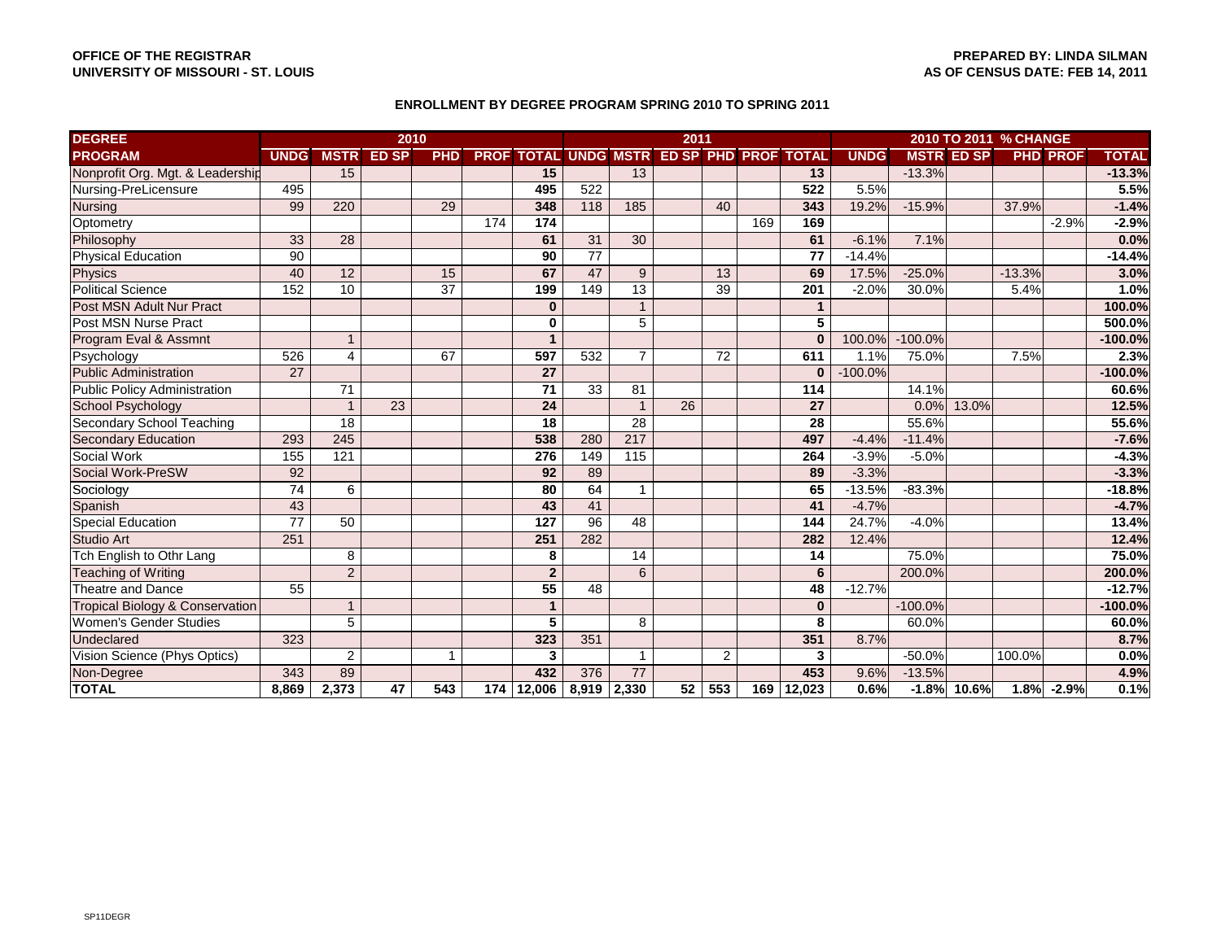**OFFICE OF THE REGISTRAR**
**UNIVERSITY OF MISSOURI - ST. LOUIS**

**PREPARED BY: LINDA SILMAN**
**AS OF CENSUS DATE: FEB 14, 2011**

**ENROLLMENT BY DEGREE PROGRAM SPRING 2010 TO SPRING 2011**

| DEGREE | 2010 | | | | | | 2011 | | | | | | 2010 TO 2011 % CHANGE | | | | | |
|---|---|---|---|---|---|---|---|---|---|---|---|---|---|---|---|---|---|---|
| PROGRAM | UNDG | MSTR | ED SP | PHD | PROF | TOTAL | UNDG | MSTR | ED SP | PHD | PROF | TOTAL | UNDG | MSTR | ED SP | PHD | PROF | TOTAL |
| Nonprofit Org. Mgt. & Leadership | | 15 | | | | 15 | | 13 | | | | 13 | | -13.3% | | | | -13.3% |
| Nursing-PreLicensure | 495 | | | | | 495 | 522 | | | | | 522 | 5.5% | | | | | 5.5% |
| Nursing | 99 | 220 | | 29 | | 348 | 118 | 185 | | 40 | | 343 | 19.2% | -15.9% | | 37.9% | | -1.4% |
| Optometry | | | | | 174 | 174 | | | | | 169 | 169 | | | | | -2.9% | -2.9% |
| Philosophy | 33 | 28 | | | | 61 | 31 | 30 | | | | 61 | -6.1% | 7.1% | | | | 0.0% |
| Physical Education | 90 | | | | | 90 | 77 | | | | | 77 | -14.4% | | | | | -14.4% |
| Physics | 40 | 12 | | 15 | | 67 | 47 | 9 | | 13 | | 69 | 17.5% | -25.0% | | -13.3% | | 3.0% |
| Political Science | 152 | 10 | | 37 | | 199 | 149 | 13 | | 39 | | 201 | -2.0% | 30.0% | | 5.4% | | 1.0% |
| Post MSN Adult Nur Pract | | | | | | 0 | | 1 | | | | 1 | | | | | | 100.0% |
| Post MSN Nurse Pract | | | | | | 0 | | 5 | | | | 5 | | | | | | 500.0% |
| Program Eval & Assmnt | | 1 | | | | 1 | | | | | | 0 | 100.0% | -100.0% | | | | -100.0% |
| Psychology | 526 | 4 | | 67 | | 597 | 532 | 7 | | 72 | | 611 | 1.1% | 75.0% | | 7.5% | | 2.3% |
| Public Administration | 27 | | | | | 27 | | | | | | 0 | -100.0% | | | | | -100.0% |
| Public Policy Administration | | 71 | | | | 71 | 33 | 81 | | | | 114 | | 14.1% | | | | 60.6% |
| School Psychology | | 1 | 23 | | | 24 | | 1 | 26 | | | 27 | | 0.0% | 13.0% | | | 12.5% |
| Secondary School Teaching | | 18 | | | | 18 | | 28 | | | | 28 | | 55.6% | | | | 55.6% |
| Secondary Education | 293 | 245 | | | | 538 | 280 | 217 | | | | 497 | -4.4% | -11.4% | | | | -7.6% |
| Social Work | 155 | 121 | | | | 276 | 149 | 115 | | | | 264 | -3.9% | -5.0% | | | | -4.3% |
| Social Work-PreSW | 92 | | | | | 92 | 89 | | | | | 89 | -3.3% | | | | | -3.3% |
| Sociology | 74 | 6 | | | | 80 | 64 | 1 | | | | 65 | -13.5% | -83.3% | | | | -18.8% |
| Spanish | 43 | | | | | 43 | 41 | | | | | 41 | -4.7% | | | | | -4.7% |
| Special Education | 77 | 50 | | | | 127 | 96 | 48 | | | | 144 | 24.7% | -4.0% | | | | 13.4% |
| Studio Art | 251 | | | | | 251 | 282 | | | | | 282 | 12.4% | | | | | 12.4% |
| Tch English to Othr Lang | | 8 | | | | 8 | | 14 | | | | 14 | | 75.0% | | | | 75.0% |
| Teaching of Writing | | 2 | | | | 2 | | 6 | | | | 6 | | 200.0% | | | | 200.0% |
| Theatre and Dance | 55 | | | | | 55 | 48 | | | | | 48 | -12.7% | | | | | -12.7% |
| Tropical Biology & Conservation | | 1 | | | | 1 | | | | | | 0 | | -100.0% | | | | -100.0% |
| Women's Gender Studies | | 5 | | | | 5 | | 8 | | | | 8 | | 60.0% | | | | 60.0% |
| Undeclared | 323 | | | | | 323 | 351 | | | | | 351 | 8.7% | | | | | 8.7% |
| Vision Science (Phys Optics) | | 2 | | 1 | | 3 | | 1 | | 2 | | 3 | | -50.0% | | 100.0% | | 0.0% |
| Non-Degree | 343 | 89 | | | | 432 | 376 | 77 | | | | 453 | 9.6% | -13.5% | | | | 4.9% |
| **TOTAL** | **8,869** | **2,373** | **47** | **543** | **174** | **12,006** | **8,919** | **2,330** | **52** | **553** | **169** | **12,023** | **0.6%** | **-1.8%** | **10.6%** | **1.8%** | **-2.9%** | **0.1%** |

SP11DEGR